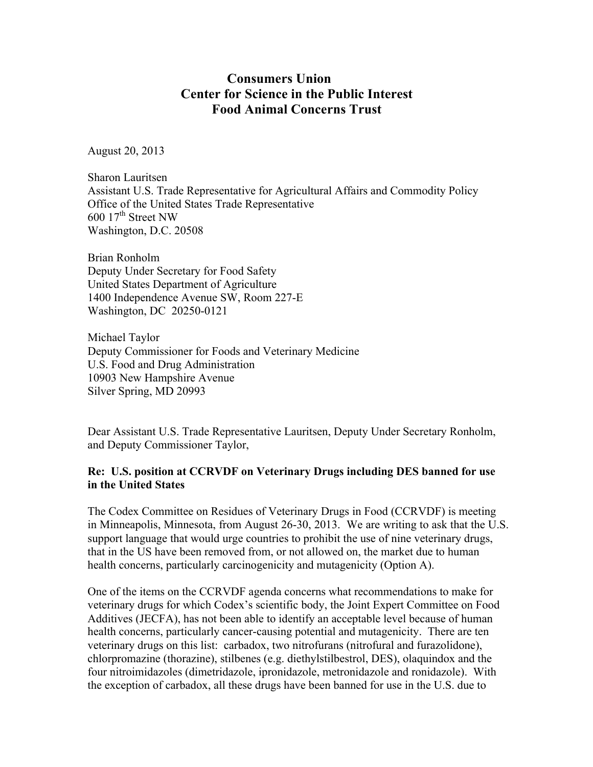**Consumers Union**
**Center for Science in the Public Interest**
**Food Animal Concerns Trust**

August 20, 2013

Sharon Lauritsen
Assistant U.S. Trade Representative for Agricultural Affairs and Commodity Policy
Office of the United States Trade Representative
600 17th Street NW
Washington, D.C. 20508

Brian Ronholm
Deputy Under Secretary for Food Safety
United States Department of Agriculture
1400 Independence Avenue SW, Room 227-E
Washington, DC 20250-0121

Michael Taylor
Deputy Commissioner for Foods and Veterinary Medicine
U.S. Food and Drug Administration
10903 New Hampshire Avenue
Silver Spring, MD 20993

Dear Assistant U.S. Trade Representative Lauritsen, Deputy Under Secretary Ronholm, and Deputy Commissioner Taylor,

**Re: U.S. position at CCRVDF on Veterinary Drugs including DES banned for use in the United States**

The Codex Committee on Residues of Veterinary Drugs in Food (CCRVDF) is meeting in Minneapolis, Minnesota, from August 26-30, 2013. We are writing to ask that the U.S. support language that would urge countries to prohibit the use of nine veterinary drugs, that in the US have been removed from, or not allowed on, the market due to human health concerns, particularly carcinogenicity and mutagenicity (Option A).

One of the items on the CCRVDF agenda concerns what recommendations to make for veterinary drugs for which Codex's scientific body, the Joint Expert Committee on Food Additives (JECFA), has not been able to identify an acceptable level because of human health concerns, particularly cancer-causing potential and mutagenicity. There are ten veterinary drugs on this list: carbadox, two nitrofurans (nitrofural and furazolidone), chlorpromazine (thorazine), stilbenes (e.g. diethylstilbestrol, DES), olaquindox and the four nitroimidazoles (dimetridazole, ipronidazole, metronidazole and ronidazole). With the exception of carbadox, all these drugs have been banned for use in the U.S. due to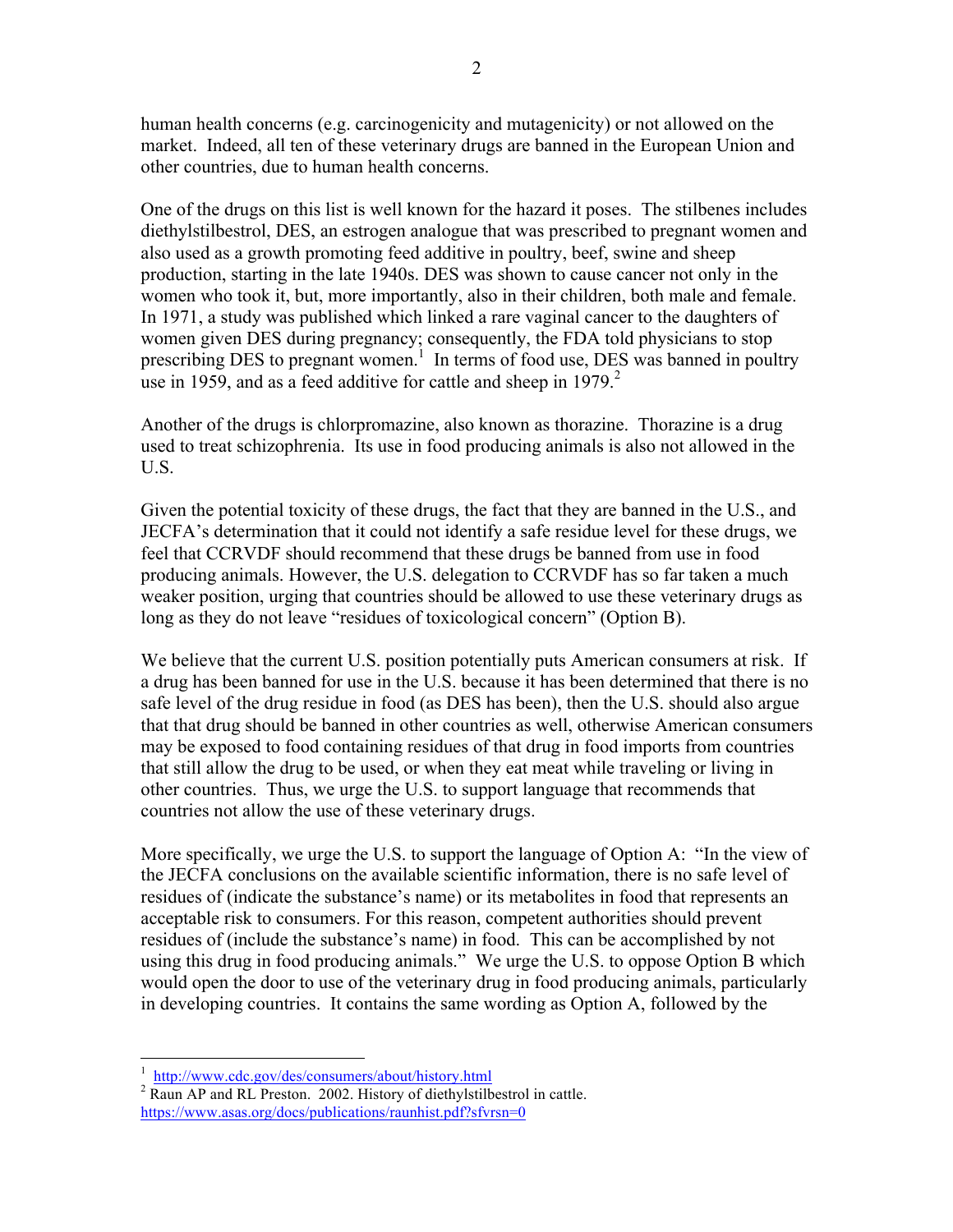human health concerns (e.g. carcinogenicity and mutagenicity) or not allowed on the market. Indeed, all ten of these veterinary drugs are banned in the European Union and other countries, due to human health concerns.

One of the drugs on this list is well known for the hazard it poses. The stilbenes includes diethylstilbestrol, DES, an estrogen analogue that was prescribed to pregnant women and also used as a growth promoting feed additive in poultry, beef, swine and sheep production, starting in the late 1940s. DES was shown to cause cancer not only in the women who took it, but, more importantly, also in their children, both male and female. In 1971, a study was published which linked a rare vaginal cancer to the daughters of women given DES during pregnancy; consequently, the FDA told physicians to stop prescribing DES to pregnant women.[1] In terms of food use, DES was banned in poultry use in 1959, and as a feed additive for cattle and sheep in 1979.[2]

Another of the drugs is chlorpromazine, also known as thorazine. Thorazine is a drug used to treat schizophrenia. Its use in food producing animals is also not allowed in the U.S.

Given the potential toxicity of these drugs, the fact that they are banned in the U.S., and JECFA's determination that it could not identify a safe residue level for these drugs, we feel that CCRVDF should recommend that these drugs be banned from use in food producing animals. However, the U.S. delegation to CCRVDF has so far taken a much weaker position, urging that countries should be allowed to use these veterinary drugs as long as they do not leave "residues of toxicological concern" (Option B).

We believe that the current U.S. position potentially puts American consumers at risk. If a drug has been banned for use in the U.S. because it has been determined that there is no safe level of the drug residue in food (as DES has been), then the U.S. should also argue that that drug should be banned in other countries as well, otherwise American consumers may be exposed to food containing residues of that drug in food imports from countries that still allow the drug to be used, or when they eat meat while traveling or living in other countries. Thus, we urge the U.S. to support language that recommends that countries not allow the use of these veterinary drugs.

More specifically, we urge the U.S. to support the language of Option A: "In the view of the JECFA conclusions on the available scientific information, there is no safe level of residues of (indicate the substance's name) or its metabolites in food that represents an acceptable risk to consumers. For this reason, competent authorities should prevent residues of (include the substance's name) in food. This can be accomplished by not using this drug in food producing animals." We urge the U.S. to oppose Option B which would open the door to use of the veterinary drug in food producing animals, particularly in developing countries. It contains the same wording as Option A, followed by the

---

[1] http://www.cdc.gov/des/consumers/about/history.html

[2] Raun AP and RL Preston. 2002. History of diethylstilbestrol in cattle. https://www.asas.org/docs/publications/raunhist.pdf?sfvrsn=0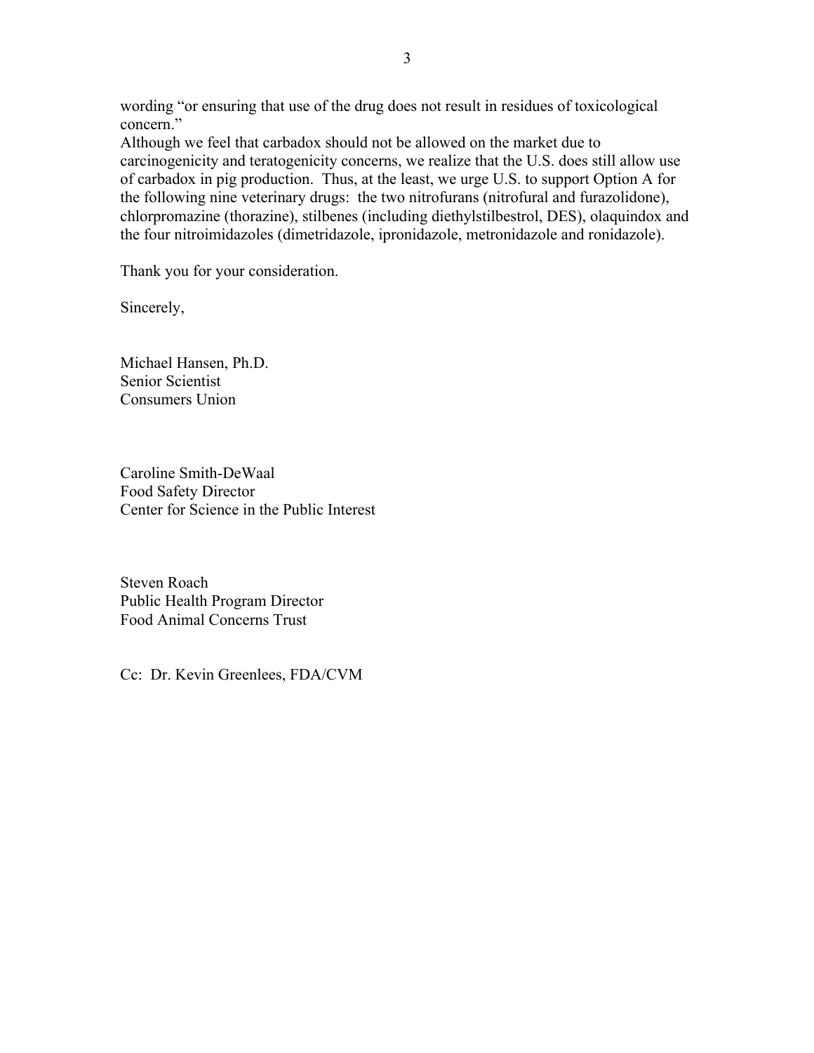wording "or ensuring that use of the drug does not result in residues of toxicological concern."

Although we feel that carbadox should not be allowed on the market due to carcinogenicity and teratogenicity concerns, we realize that the U.S. does still allow use of carbadox in pig production. Thus, at the least, we urge U.S. to support Option A for the following nine veterinary drugs: the two nitrofurans (nitrofural and furazolidone), chlorpromazine (thorazine), stilbenes (including diethylstilbestrol, DES), olaquindox and the four nitroimidazoles (dimetridazole, ipronidazole, metronidazole and ronidazole).

Thank you for your consideration.

Sincerely,

Michael Hansen, Ph.D.
Senior Scientist
Consumers Union

Caroline Smith-DeWaal
Food Safety Director
Center for Science in the Public Interest

Steven Roach
Public Health Program Director
Food Animal Concerns Trust

Cc: Dr. Kevin Greenlees, FDA/CVM